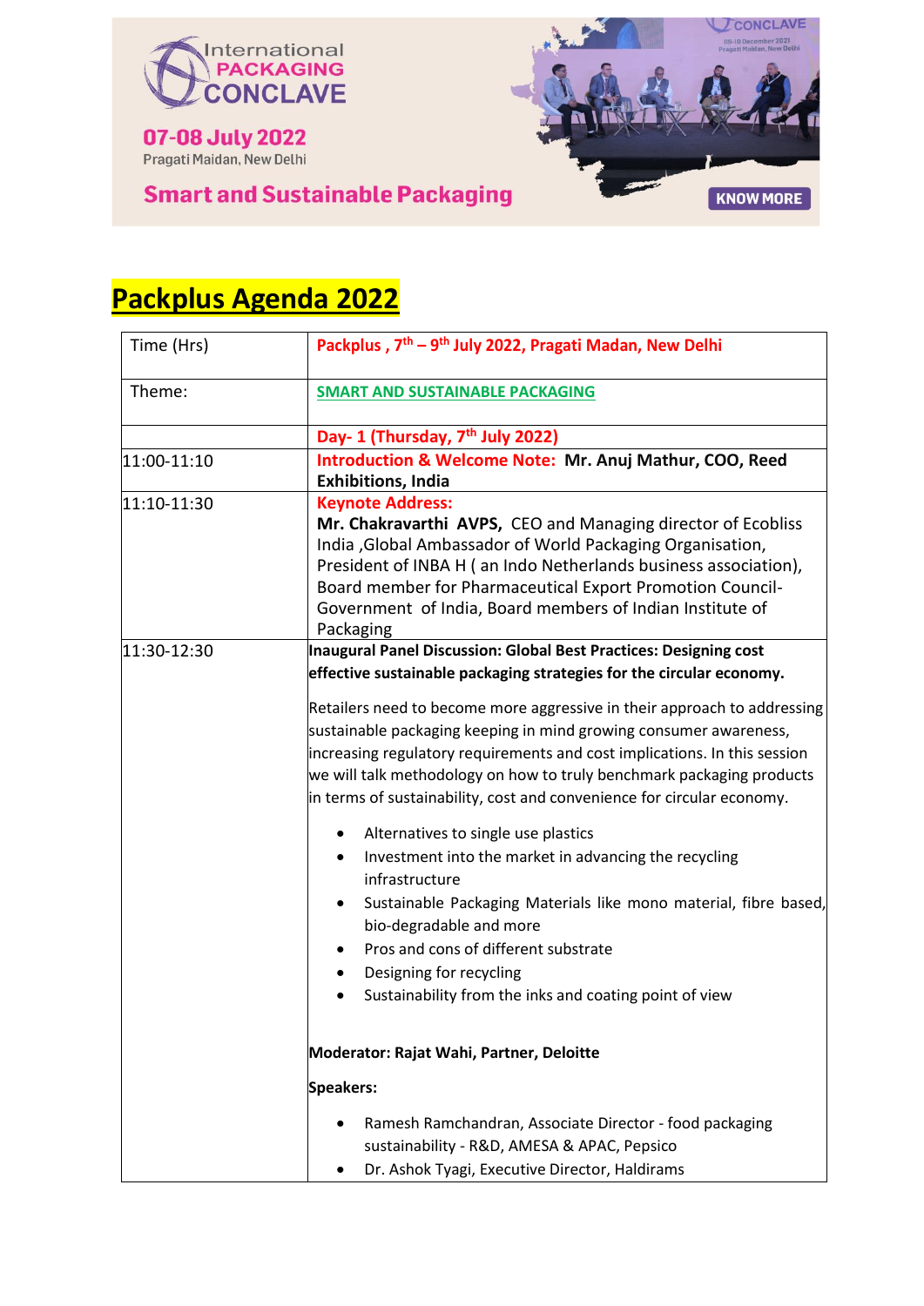International PACKAGING CONCLAVE

07-08 July 2022

Pragati Maidan, New Delhi

Smart and Sustainable Packaging

KNOW MORE

# Packplus Agenda 2022

| Time (Hrs) | Packplus , 7th – 9th July 2022, Pragati Madan, New Delhi |
|---|---|
| Theme: | SMART AND SUSTAINABLE PACKAGING |
| | **Day- 1 (Thursday, 7th July 2022)** |
| 11:00-11:10 | **Introduction & Welcome Note: Mr. Anuj Mathur, COO, Reed Exhibitions, India** |
| 11:10-11:30 | **Keynote Address:** <br> **Mr. Chakravarthi AVPS,** CEO and Managing director of Ecobliss India ,Global Ambassador of World Packaging Organisation, President of INBA H ( an Indo Netherlands business association), Board member for Pharmaceutical Export Promotion Council-Government of India, Board members of Indian Institute of Packaging |
| 11:30-12:30 | **Inaugural Panel Discussion: Global Best Practices: Designing cost effective sustainable packaging strategies for the circular economy.** <br><br> Retailers need to become more aggressive in their approach to addressing sustainable packaging keeping in mind growing consumer awareness, increasing regulatory requirements and cost implications. In this session we will talk methodology on how to truly benchmark packaging products in terms of sustainability, cost and convenience for circular economy. <br><br> • Alternatives to single use plastics <br> • Investment into the market in advancing the recycling infrastructure <br> • Sustainable Packaging Materials like mono material, fibre based, bio-degradable and more <br> • Pros and cons of different substrate <br> • Designing for recycling <br> • Sustainability from the inks and coating point of view <br><br> **Moderator: Rajat Wahi, Partner, Deloitte** <br><br> **Speakers:** <br><br> • Ramesh Ramchandran, Associate Director - food packaging sustainability - R&D, AMESA & APAC, Pepsico <br> • Dr. Ashok Tyagi, Executive Director, Haldirams |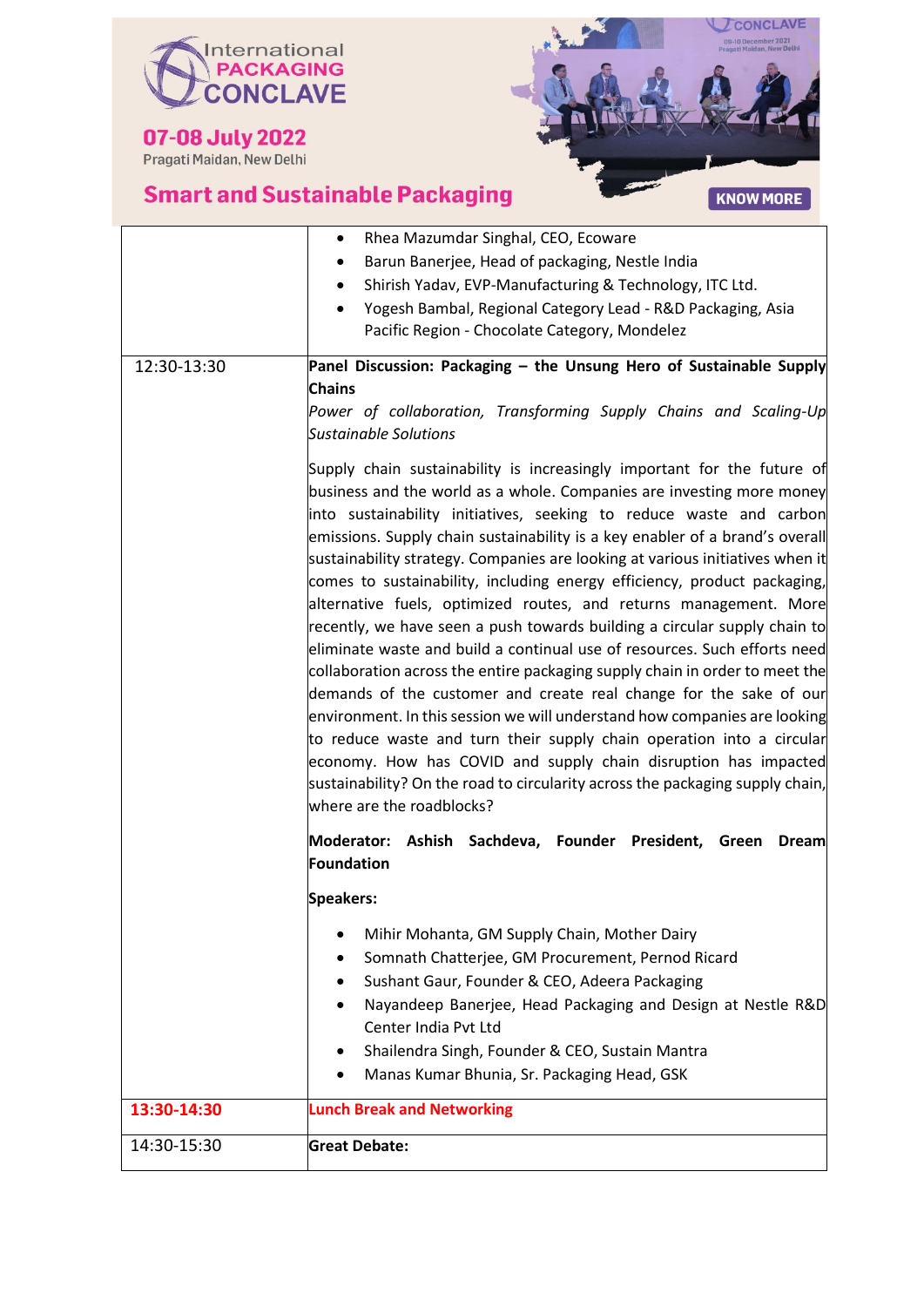| | |
|---|---|
| | • Rhea Mazumdar Singhal, CEO, Ecoware<br>• Barun Banerjee, Head of packaging, Nestle India<br>• Shirish Yadav, EVP-Manufacturing & Technology, ITC Ltd.<br>• Yogesh Bambal, Regional Category Lead - R&D Packaging, Asia Pacific Region - Chocolate Category, Mondelez |
| 12:30-13:30 | **Panel Discussion: Packaging – the Unsung Hero of Sustainable Supply Chains**<br>*Power of collaboration, Transforming Supply Chains and Scaling-Up Sustainable Solutions*<br><br>Supply chain sustainability is increasingly important for the future of business and the world as a whole. Companies are investing more money into sustainability initiatives, seeking to reduce waste and carbon emissions. Supply chain sustainability is a key enabler of a brand's overall sustainability strategy. Companies are looking at various initiatives when it comes to sustainability, including energy efficiency, product packaging, alternative fuels, optimized routes, and returns management. More recently, we have seen a push towards building a circular supply chain to eliminate waste and build a continual use of resources. Such efforts need collaboration across the entire packaging supply chain in order to meet the demands of the customer and create real change for the sake of our environment. In this session we will understand how companies are looking to reduce waste and turn their supply chain operation into a circular economy. How has COVID and supply chain disruption has impacted sustainability? On the road to circularity across the packaging supply chain, where are the roadblocks?<br><br>**Moderator: Ashish Sachdeva, Founder President, Green Dream Foundation**<br><br>**Speakers:**<br>• Mihir Mohanta, GM Supply Chain, Mother Dairy<br>• Somnath Chatterjee, GM Procurement, Pernod Ricard<br>• Sushant Gaur, Founder & CEO, Adeera Packaging<br>• Nayandeep Banerjee, Head Packaging and Design at Nestle R&D Center India Pvt Ltd<br>• Shailendra Singh, Founder & CEO, Sustain Mantra<br>• Manas Kumar Bhunia, Sr. Packaging Head, GSK |
| **13:30-14:30** | **Lunch Break and Networking** |
| 14:30-15:30 | **Great Debate:** |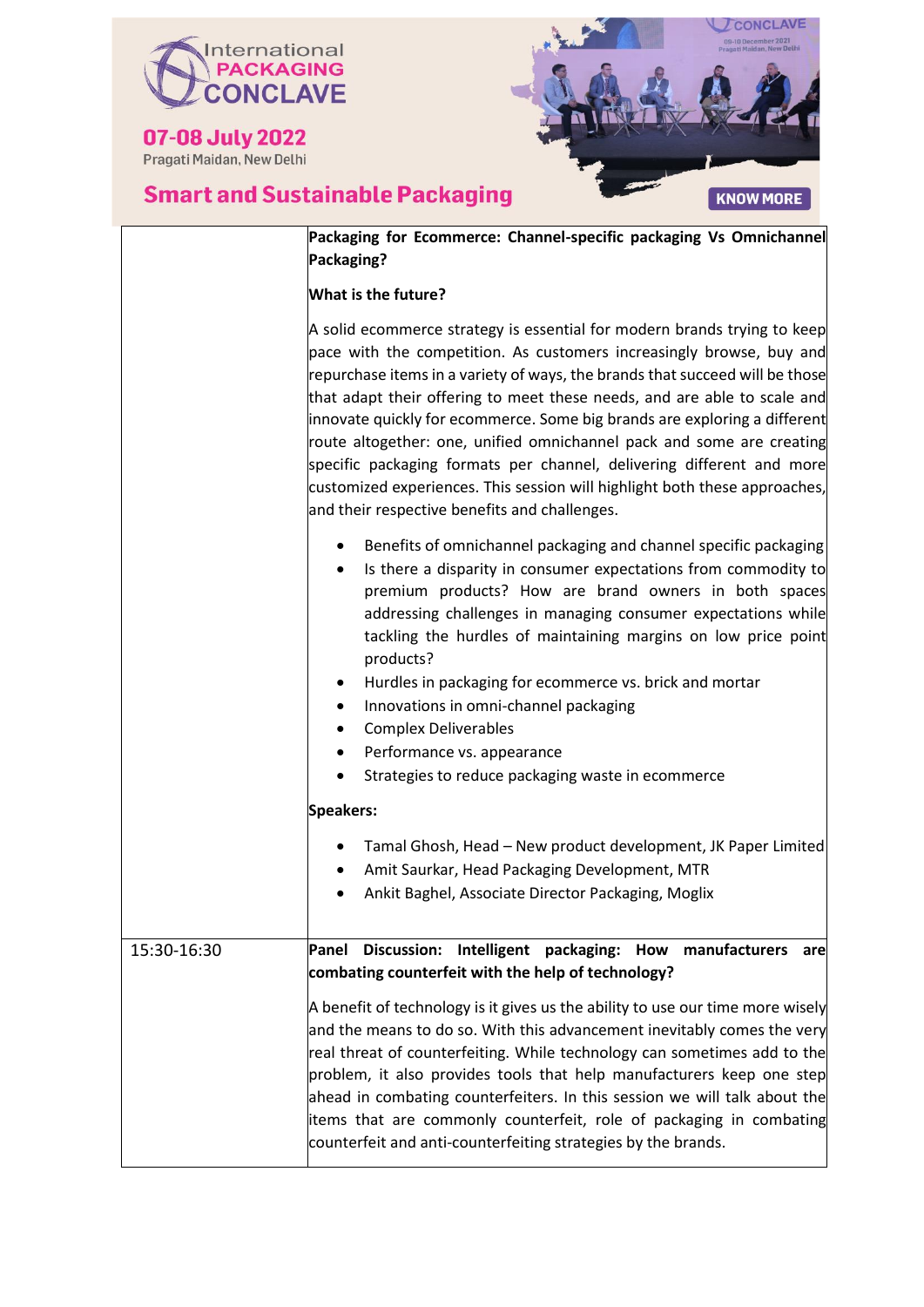| | |
|---|---|
| | **Packaging for Ecommerce: Channel-specific packaging Vs Omnichannel Packaging?**<br><br>**What is the future?**<br><br>A solid ecommerce strategy is essential for modern brands trying to keep pace with the competition. As customers increasingly browse, buy and repurchase items in a variety of ways, the brands that succeed will be those that adapt their offering to meet these needs, and are able to scale and innovate quickly for ecommerce. Some big brands are exploring a different route altogether: one, unified omnichannel pack and some are creating specific packaging formats per channel, delivering different and more customized experiences. This session will highlight both these approaches, and their respective benefits and challenges.<br><br>• Benefits of omnichannel packaging and channel specific packaging<br>• Is there a disparity in consumer expectations from commodity to premium products? How are brand owners in both spaces addressing challenges in managing consumer expectations while tackling the hurdles of maintaining margins on low price point products?<br>• Hurdles in packaging for ecommerce vs. brick and mortar<br>• Innovations in omni-channel packaging<br>• Complex Deliverables<br>• Performance vs. appearance<br>• Strategies to reduce packaging waste in ecommerce<br><br>**Speakers:**<br><br>• Tamal Ghosh, Head – New product development, JK Paper Limited<br>• Amit Saurkar, Head Packaging Development, MTR<br>• Ankit Baghel, Associate Director Packaging, Moglix |
| 15:30-16:30 | **Panel Discussion: Intelligent packaging: How manufacturers are combating counterfeit with the help of technology?**<br><br>A benefit of technology is it gives us the ability to use our time more wisely and the means to do so. With this advancement inevitably comes the very real threat of counterfeiting. While technology can sometimes add to the problem, it also provides tools that help manufacturers keep one step ahead in combating counterfeiters. In this session we will talk about the items that are commonly counterfeit, role of packaging in combating counterfeit and anti-counterfeiting strategies by the brands. |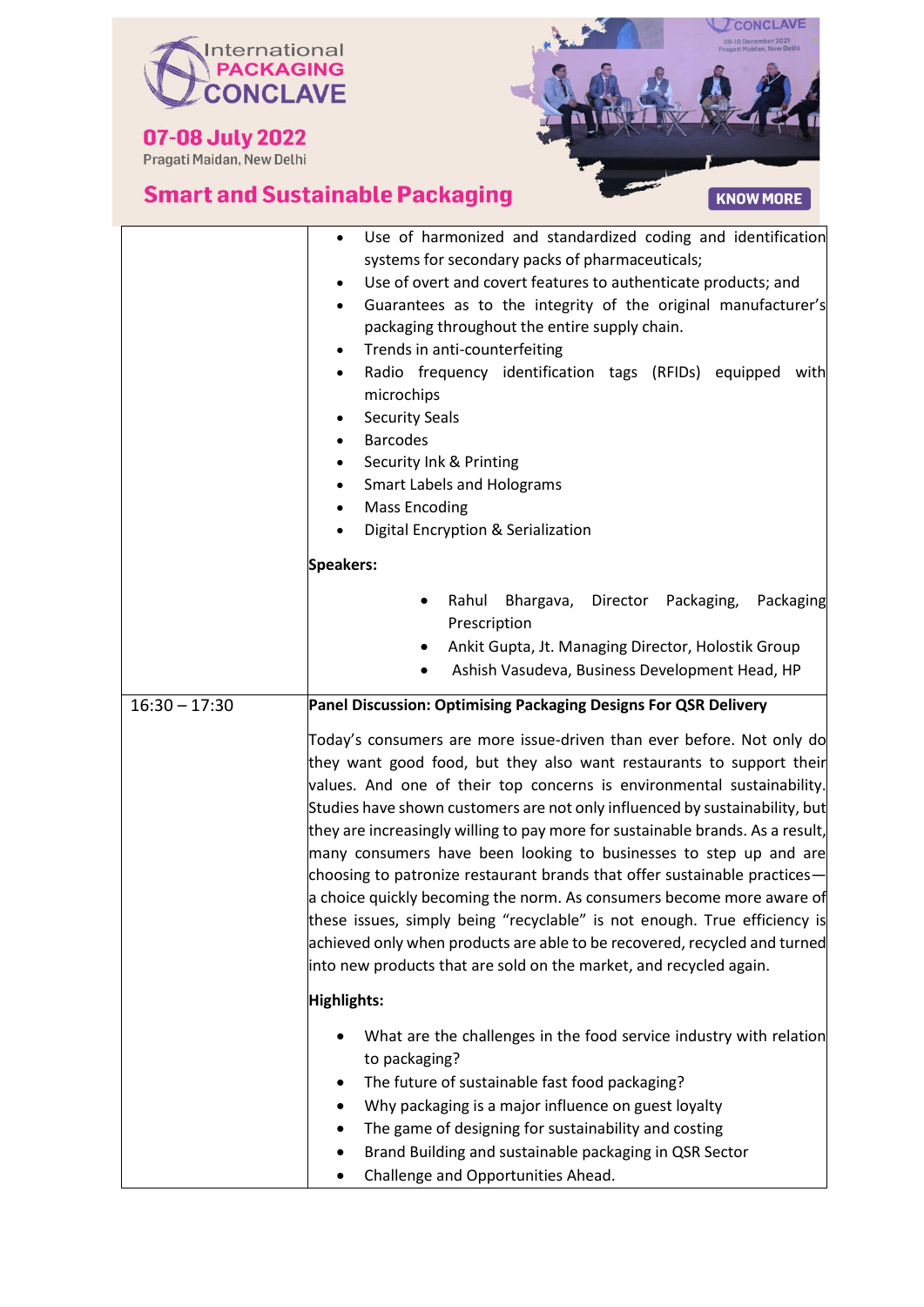| | |
|---|---|
| | • Use of harmonized and standardized coding and identification systems for secondary packs of pharmaceuticals;<br>• Use of overt and covert features to authenticate products; and<br>• Guarantees as to the integrity of the original manufacturer's packaging throughout the entire supply chain.<br>• Trends in anti-counterfeiting<br>• Radio frequency identification tags (RFIDs) equipped with microchips<br>• Security Seals<br>• Barcodes<br>• Security Ink & Printing<br>• Smart Labels and Holograms<br>• Mass Encoding<br>• Digital Encryption & Serialization<br><br>**Speakers:**<br><br>• Rahul Bhargava, Director Packaging, Packaging Prescription<br>• Ankit Gupta, Jt. Managing Director, Holostik Group<br>• Ashish Vasudeva, Business Development Head, HP |
| 16:30 – 17:30 | **Panel Discussion: Optimising Packaging Designs For QSR Delivery**<br><br>Today's consumers are more issue-driven than ever before. Not only do they want good food, but they also want restaurants to support their values. And one of their top concerns is environmental sustainability. Studies have shown customers are not only influenced by sustainability, but they are increasingly willing to pay more for sustainable brands. As a result, many consumers have been looking to businesses to step up and are choosing to patronize restaurant brands that offer sustainable practices—a choice quickly becoming the norm. As consumers become more aware of these issues, simply being "recyclable" is not enough. True efficiency is achieved only when products are able to be recovered, recycled and turned into new products that are sold on the market, and recycled again.<br><br>**Highlights:**<br><br>• What are the challenges in the food service industry with relation to packaging?<br>• The future of sustainable fast food packaging?<br>• Why packaging is a major influence on guest loyalty<br>• The game of designing for sustainability and costing<br>• Brand Building and sustainable packaging in QSR Sector<br>• Challenge and Opportunities Ahead. |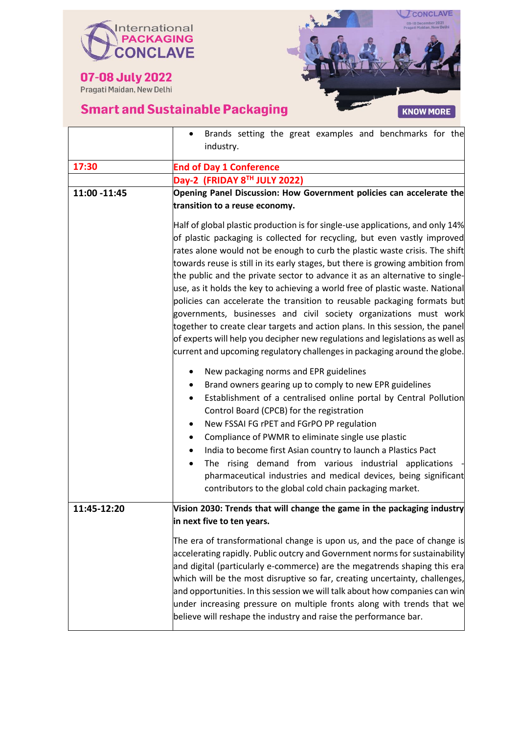| | |
|---|---|
| | • Brands setting the great examples and benchmarks for the industry. |
| **17:30** | **End of Day 1 Conference** |
| | **Day-2 (FRIDAY 8TH JULY 2022)** |
| **11:00 -11:45** | **Opening Panel Discussion: How Government policies can accelerate the transition to a reuse economy.**<br><br>Half of global plastic production is for single-use applications, and only 14% of plastic packaging is collected for recycling, but even vastly improved rates alone would not be enough to curb the plastic waste crisis. The shift towards reuse is still in its early stages, but there is growing ambition from the public and the private sector to advance it as an alternative to single-use, as it holds the key to achieving a world free of plastic waste. National policies can accelerate the transition to reusable packaging formats but governments, businesses and civil society organizations must work together to create clear targets and action plans. In this session, the panel of experts will help you decipher new regulations and legislations as well as current and upcoming regulatory challenges in packaging around the globe.<br><br>• New packaging norms and EPR guidelines<br>• Brand owners gearing up to comply to new EPR guidelines<br>• Establishment of a centralised online portal by Central Pollution Control Board (CPCB) for the registration<br>• New FSSAI FG rPET and FGrPO PP regulation<br>• Compliance of PWMR to eliminate single use plastic<br>• India to become first Asian country to launch a Plastics Pact<br>• The rising demand from various industrial applications - pharmaceutical industries and medical devices, being significant contributors to the global cold chain packaging market. |
| **11:45-12:20** | **Vision 2030: Trends that will change the game in the packaging industry in next five to ten years.**<br><br>The era of transformational change is upon us, and the pace of change is accelerating rapidly. Public outcry and Government norms for sustainability and digital (particularly e-commerce) are the megatrends shaping this era which will be the most disruptive so far, creating uncertainty, challenges, and opportunities. In this session we will talk about how companies can win under increasing pressure on multiple fronts along with trends that we believe will reshape the industry and raise the performance bar. |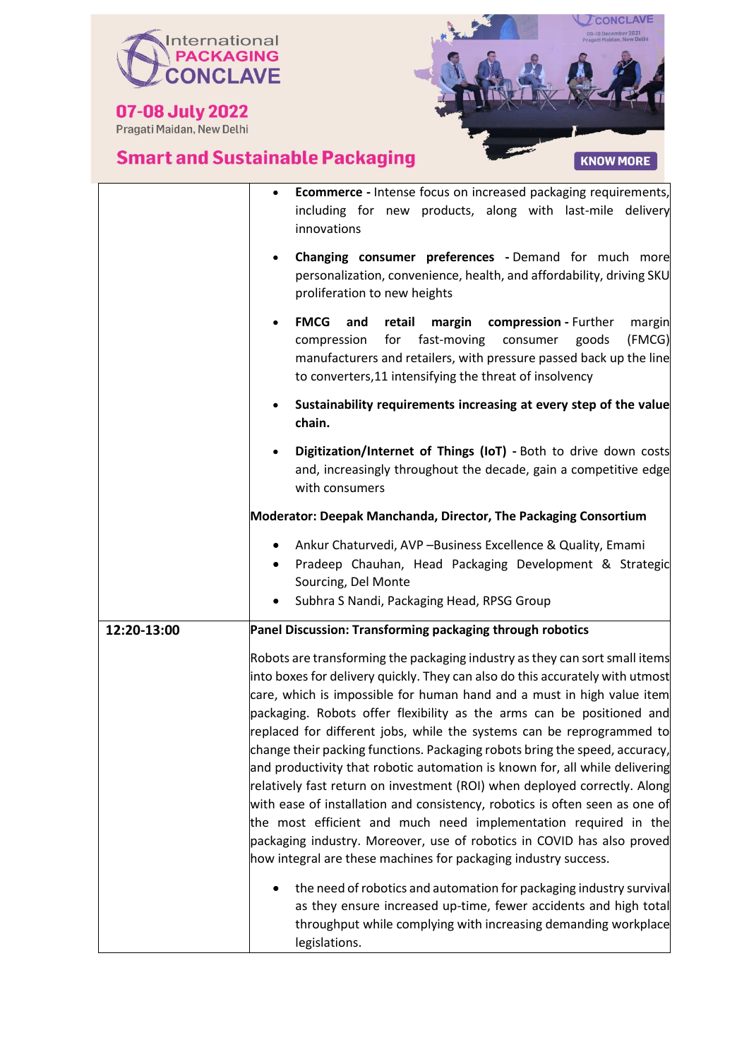| | |
|---|---|
| | - **Ecommerce -** Intense focus on increased packaging requirements, including for new products, along with last-mile delivery innovations<br>- **Changing consumer preferences -** Demand for much more personalization, convenience, health, and affordability, driving SKU proliferation to new heights<br>- **FMCG and retail margin compression -** Further margin compression for fast-moving consumer goods (FMCG) manufacturers and retailers, with pressure passed back up the line to converters,11 intensifying the threat of insolvency<br>- **Sustainability requirements increasing at every step of the value chain.**<br>- **Digitization/Internet of Things (IoT) -** Both to drive down costs and, increasingly throughout the decade, gain a competitive edge with consumers<br><br>**Moderator: Deepak Manchanda, Director, The Packaging Consortium**<br><br>- Ankur Chaturvedi, AVP –Business Excellence & Quality, Emami<br>- Pradeep Chauhan, Head Packaging Development & Strategic Sourcing, Del Monte<br>- Subhra S Nandi, Packaging Head, RPSG Group |
| **12:20-13:00** | **Panel Discussion: Transforming packaging through robotics**<br><br>Robots are transforming the packaging industry as they can sort small items into boxes for delivery quickly. They can also do this accurately with utmost care, which is impossible for human hand and a must in high value item packaging. Robots offer flexibility as the arms can be positioned and replaced for different jobs, while the systems can be reprogrammed to change their packing functions. Packaging robots bring the speed, accuracy, and productivity that robotic automation is known for, all while delivering relatively fast return on investment (ROI) when deployed correctly. Along with ease of installation and consistency, robotics is often seen as one of the most efficient and much need implementation required in the packaging industry. Moreover, use of robotics in COVID has also proved how integral are these machines for packaging industry success.<br><br>- the need of robotics and automation for packaging industry survival as they ensure increased up-time, fewer accidents and high total throughput while complying with increasing demanding workplace legislations. |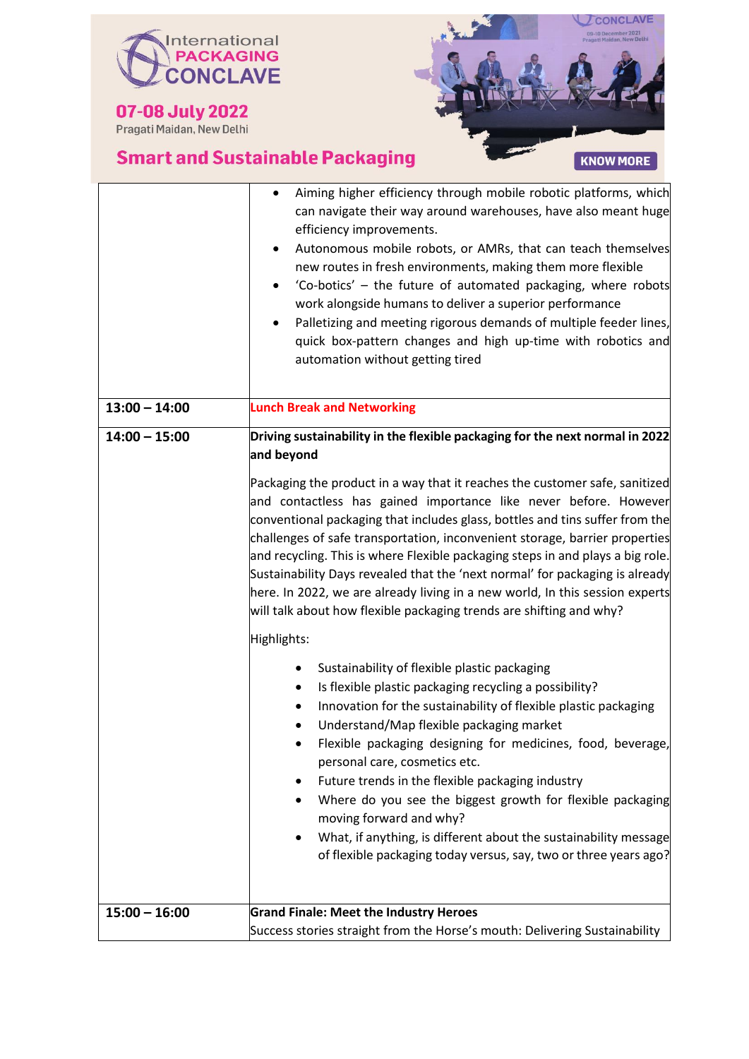| | |
|---|---|
| | • Aiming higher efficiency through mobile robotic platforms, which can navigate their way around warehouses, have also meant huge efficiency improvements.<br>• Autonomous mobile robots, or AMRs, that can teach themselves new routes in fresh environments, making them more flexible<br>• 'Co-botics' – the future of automated packaging, where robots work alongside humans to deliver a superior performance<br>• Palletizing and meeting rigorous demands of multiple feeder lines, quick box-pattern changes and high up-time with robotics and automation without getting tired |
| **13:00 – 14:00** | **Lunch Break and Networking** |
| **14:00 – 15:00** | **Driving sustainability in the flexible packaging for the next normal in 2022 and beyond**<br><br>Packaging the product in a way that it reaches the customer safe, sanitized and contactless has gained importance like never before. However conventional packaging that includes glass, bottles and tins suffer from the challenges of safe transportation, inconvenient storage, barrier properties and recycling. This is where Flexible packaging steps in and plays a big role. Sustainability Days revealed that the 'next normal' for packaging is already here. In 2022, we are already living in a new world, In this session experts will talk about how flexible packaging trends are shifting and why?<br><br>Highlights:<br><br>• Sustainability of flexible plastic packaging<br>• Is flexible plastic packaging recycling a possibility?<br>• Innovation for the sustainability of flexible plastic packaging<br>• Understand/Map flexible packaging market<br>• Flexible packaging designing for medicines, food, beverage, personal care, cosmetics etc.<br>• Future trends in the flexible packaging industry<br>• Where do you see the biggest growth for flexible packaging moving forward and why?<br>• What, if anything, is different about the sustainability message of flexible packaging today versus, say, two or three years ago? |
| **15:00 – 16:00** | **Grand Finale: Meet the Industry Heroes**<br>Success stories straight from the Horse's mouth: Delivering Sustainability |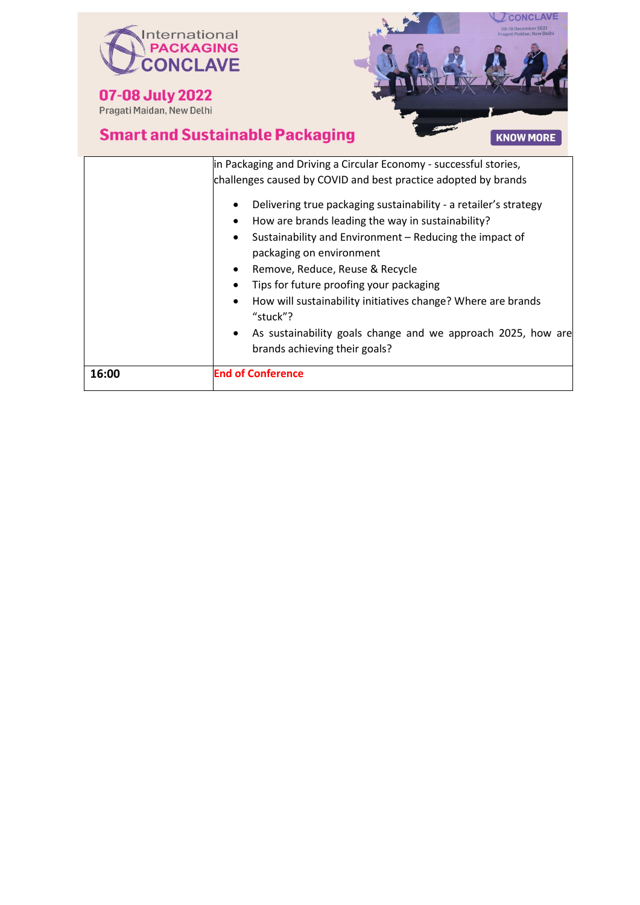| | |
|---|---|
| | in Packaging and Driving a Circular Economy - successful stories, challenges caused by COVID and best practice adopted by brands<br><br>• Delivering true packaging sustainability - a retailer's strategy<br>• How are brands leading the way in sustainability?<br>• Sustainability and Environment – Reducing the impact of packaging on environment<br>• Remove, Reduce, Reuse & Recycle<br>• Tips for future proofing your packaging<br>• How will sustainability initiatives change? Where are brands "stuck"?<br>• As sustainability goals change and we approach 2025, how are brands achieving their goals? |
| **16:00** | **End of Conference** |